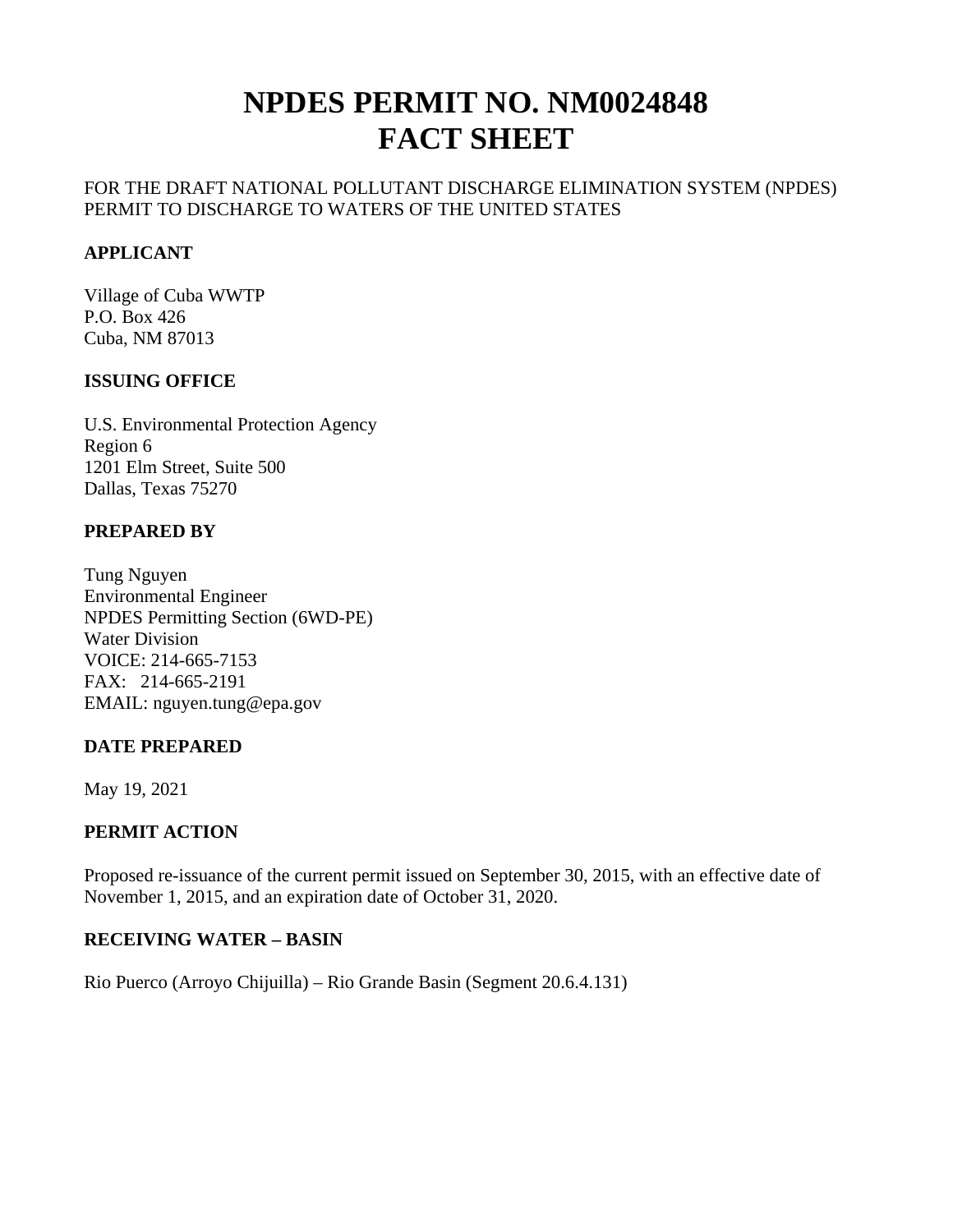# NPDES PERMIT NO. NM0024848
# FACT SHEET

FOR THE DRAFT NATIONAL POLLUTANT DISCHARGE ELIMINATION SYSTEM (NPDES) PERMIT TO DISCHARGE TO WATERS OF THE UNITED STATES

### APPLICANT

Village of Cuba WWTP
P.O. Box 426
Cuba, NM 87013

### ISSUING OFFICE

U.S. Environmental Protection Agency
Region 6
1201 Elm Street, Suite 500
Dallas, Texas 75270

### PREPARED BY

Tung Nguyen
Environmental Engineer
NPDES Permitting Section (6WD-PE)
Water Division
VOICE: 214-665-7153
FAX: 214-665-2191
EMAIL: nguyen.tung@epa.gov

### DATE PREPARED

May 19, 2021

### PERMIT ACTION

Proposed re-issuance of the current permit issued on September 30, 2015, with an effective date of November 1, 2015, and an expiration date of October 31, 2020.

### RECEIVING WATER – BASIN

Rio Puerco (Arroyo Chijuilla) – Rio Grande Basin (Segment 20.6.4.131)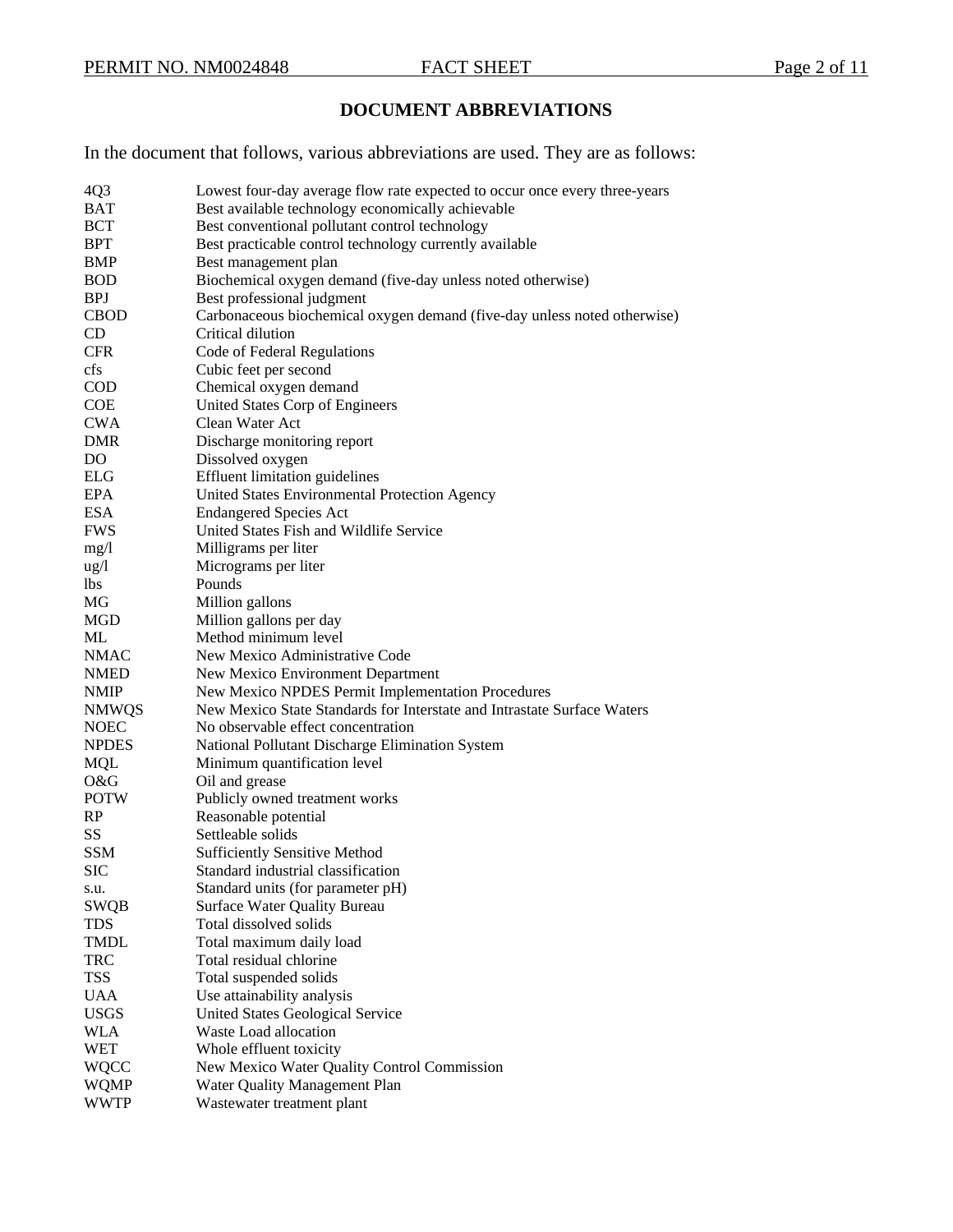## DOCUMENT ABBREVIATIONS

In the document that follows, various abbreviations are used. They are as follows:

| | |
|---|---|
| 4Q3 | Lowest four-day average flow rate expected to occur once every three-years |
| BAT | Best available technology economically achievable |
| BCT | Best conventional pollutant control technology |
| BPT | Best practicable control technology currently available |
| BMP | Best management plan |
| BOD | Biochemical oxygen demand (five-day unless noted otherwise) |
| BPJ | Best professional judgment |
| CBOD | Carbonaceous biochemical oxygen demand (five-day unless noted otherwise) |
| CD | Critical dilution |
| CFR | Code of Federal Regulations |
| cfs | Cubic feet per second |
| COD | Chemical oxygen demand |
| COE | United States Corp of Engineers |
| CWA | Clean Water Act |
| DMR | Discharge monitoring report |
| DO | Dissolved oxygen |
| ELG | Effluent limitation guidelines |
| EPA | United States Environmental Protection Agency |
| ESA | Endangered Species Act |
| FWS | United States Fish and Wildlife Service |
| mg/l | Milligrams per liter |
| ug/l | Micrograms per liter |
| lbs | Pounds |
| MG | Million gallons |
| MGD | Million gallons per day |
| ML | Method minimum level |
| NMAC | New Mexico Administrative Code |
| NMED | New Mexico Environment Department |
| NMIP | New Mexico NPDES Permit Implementation Procedures |
| NMWQS | New Mexico State Standards for Interstate and Intrastate Surface Waters |
| NOEC | No observable effect concentration |
| NPDES | National Pollutant Discharge Elimination System |
| MQL | Minimum quantification level |
| O&G | Oil and grease |
| POTW | Publicly owned treatment works |
| RP | Reasonable potential |
| SS | Settleable solids |
| SSM | Sufficiently Sensitive Method |
| SIC | Standard industrial classification |
| s.u. | Standard units (for parameter pH) |
| SWQB | Surface Water Quality Bureau |
| TDS | Total dissolved solids |
| TMDL | Total maximum daily load |
| TRC | Total residual chlorine |
| TSS | Total suspended solids |
| UAA | Use attainability analysis |
| USGS | United States Geological Service |
| WLA | Waste Load allocation |
| WET | Whole effluent toxicity |
| WQCC | New Mexico Water Quality Control Commission |
| WQMP | Water Quality Management Plan |
| WWTP | Wastewater treatment plant |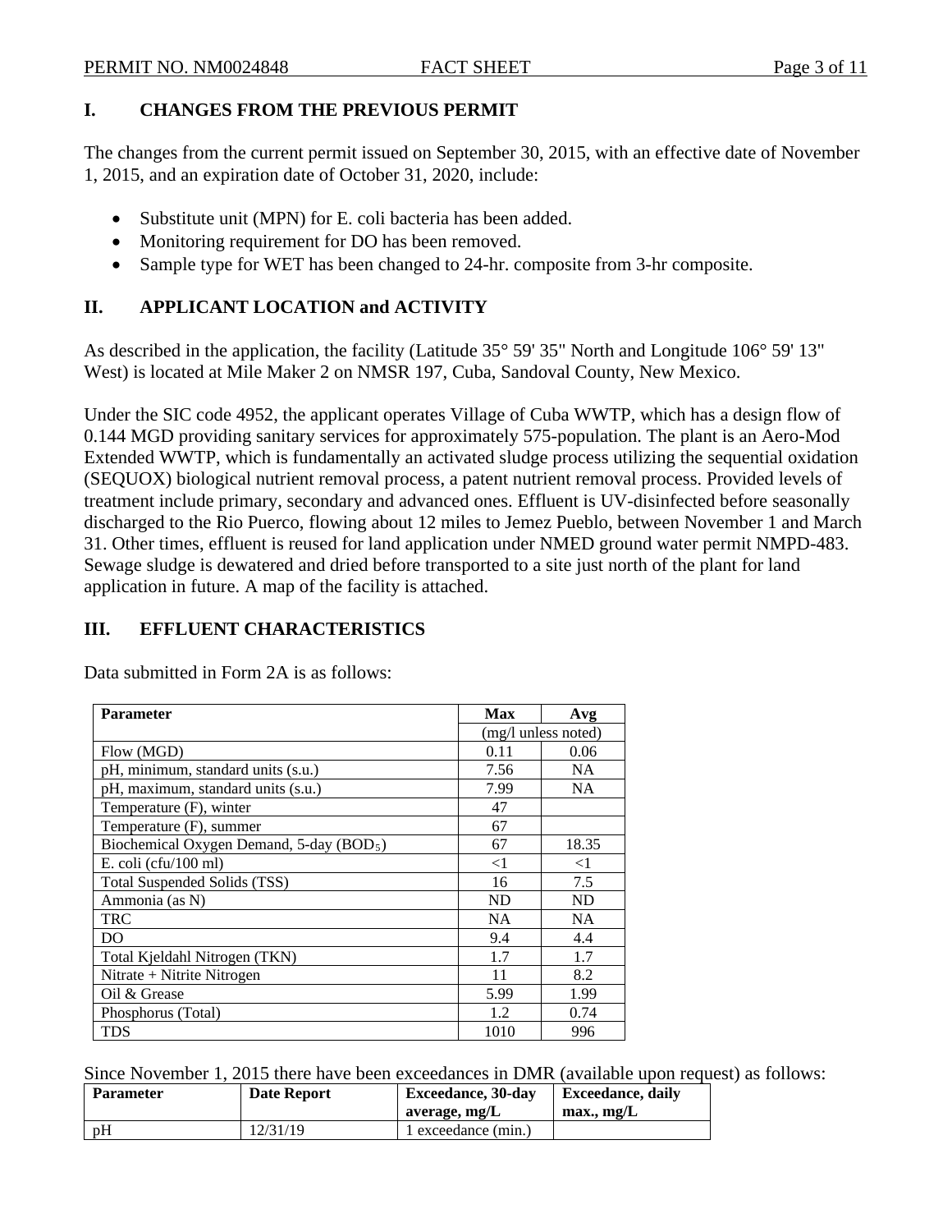## I. CHANGES FROM THE PREVIOUS PERMIT

The changes from the current permit issued on September 30, 2015, with an effective date of November 1, 2015, and an expiration date of October 31, 2020, include:

- Substitute unit (MPN) for E. coli bacteria has been added.
- Monitoring requirement for DO has been removed.
- Sample type for WET has been changed to 24-hr. composite from 3-hr composite.

## II. APPLICANT LOCATION and ACTIVITY

As described in the application, the facility (Latitude 35° 59' 35" North and Longitude 106° 59' 13" West) is located at Mile Maker 2 on NMSR 197, Cuba, Sandoval County, New Mexico.

Under the SIC code 4952, the applicant operates Village of Cuba WWTP, which has a design flow of 0.144 MGD providing sanitary services for approximately 575-population. The plant is an Aero-Mod Extended WWTP, which is fundamentally an activated sludge process utilizing the sequential oxidation (SEQUOX) biological nutrient removal process, a patent nutrient removal process. Provided levels of treatment include primary, secondary and advanced ones. Effluent is UV-disinfected before seasonally discharged to the Rio Puerco, flowing about 12 miles to Jemez Pueblo, between November 1 and March 31. Other times, effluent is reused for land application under NMED ground water permit NMPD-483. Sewage sludge is dewatered and dried before transported to a site just north of the plant for land application in future. A map of the facility is attached.

## III. EFFLUENT CHARACTERISTICS

Data submitted in Form 2A is as follows:

| Parameter | Max | Avg |
|---|---|---|
| | (mg/l unless noted) | |
| Flow (MGD) | 0.11 | 0.06 |
| pH, minimum, standard units (s.u.) | 7.56 | NA |
| pH, maximum, standard units (s.u.) | 7.99 | NA |
| Temperature (F), winter | 47 | |
| Temperature (F), summer | 67 | |
| Biochemical Oxygen Demand, 5-day ($BOD_5$) | 67 | 18.35 |
| E. coli (cfu/100 ml) | <1 | <1 |
| Total Suspended Solids (TSS) | 16 | 7.5 |
| Ammonia (as N) | ND | ND |
| TRC | NA | NA |
| DO | 9.4 | 4.4 |
| Total Kjeldahl Nitrogen (TKN) | 1.7 | 1.7 |
| Nitrate + Nitrite Nitrogen | 11 | 8.2 |
| Oil & Grease | 5.99 | 1.99 |
| Phosphorus (Total) | 1.2 | 0.74 |
| TDS | 1010 | 996 |

Since November 1, 2015 there have been exceedances in DMR (available upon request) as follows:

| Parameter | Date Report | Exceedance, 30-day average, mg/L | Exceedance, daily max., mg/L |
|---|---|---|---|
| pH | 12/31/19 | 1 exceedance (min.) | |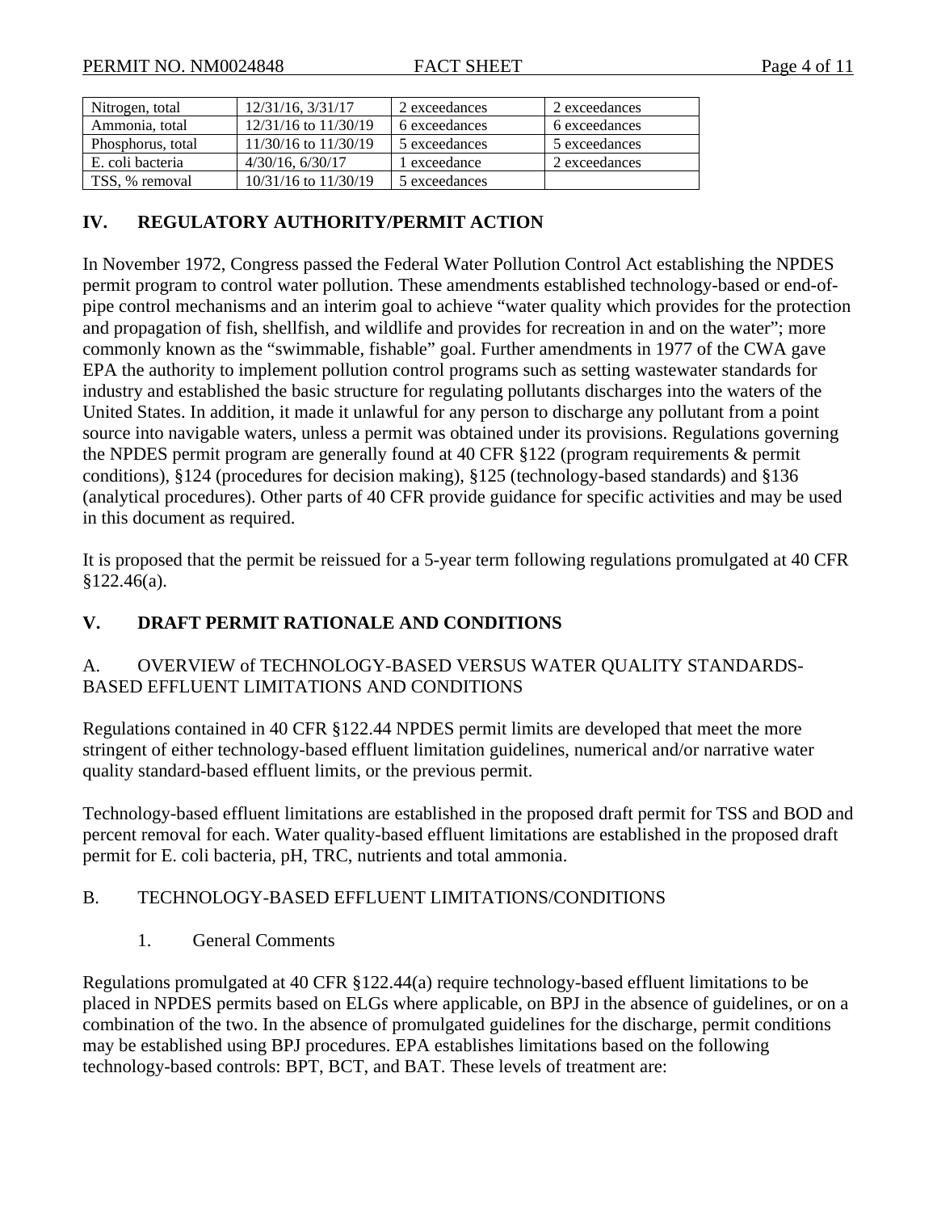| Nitrogen, total | 12/31/16, 3/31/17 | 2 exceedances | 2 exceedances |
|---|---|---|---|
| Ammonia, total | 12/31/16 to 11/30/19 | 6 exceedances | 6 exceedances |
| Phosphorus, total | 11/30/16 to 11/30/19 | 5 exceedances | 5 exceedances |
| E. coli bacteria | 4/30/16, 6/30/17 | 1 exceedance | 2 exceedances |
| TSS, % removal | 10/31/16 to 11/30/19 | 5 exceedances | |

## IV. REGULATORY AUTHORITY/PERMIT ACTION

In November 1972, Congress passed the Federal Water Pollution Control Act establishing the NPDES permit program to control water pollution. These amendments established technology-based or end-of-pipe control mechanisms and an interim goal to achieve "water quality which provides for the protection and propagation of fish, shellfish, and wildlife and provides for recreation in and on the water"; more commonly known as the "swimmable, fishable" goal. Further amendments in 1977 of the CWA gave EPA the authority to implement pollution control programs such as setting wastewater standards for industry and established the basic structure for regulating pollutants discharges into the waters of the United States. In addition, it made it unlawful for any person to discharge any pollutant from a point source into navigable waters, unless a permit was obtained under its provisions. Regulations governing the NPDES permit program are generally found at 40 CFR §122 (program requirements & permit conditions), §124 (procedures for decision making), §125 (technology-based standards) and §136 (analytical procedures). Other parts of 40 CFR provide guidance for specific activities and may be used in this document as required.

It is proposed that the permit be reissued for a 5-year term following regulations promulgated at 40 CFR §122.46(a).

## V. DRAFT PERMIT RATIONALE AND CONDITIONS

### A. OVERVIEW of TECHNOLOGY-BASED VERSUS WATER QUALITY STANDARDS-BASED EFFLUENT LIMITATIONS AND CONDITIONS

Regulations contained in 40 CFR §122.44 NPDES permit limits are developed that meet the more stringent of either technology-based effluent limitation guidelines, numerical and/or narrative water quality standard-based effluent limits, or the previous permit.

Technology-based effluent limitations are established in the proposed draft permit for TSS and BOD and percent removal for each. Water quality-based effluent limitations are established in the proposed draft permit for E. coli bacteria, pH, TRC, nutrients and total ammonia.

### B. TECHNOLOGY-BASED EFFLUENT LIMITATIONS/CONDITIONS

#### 1. General Comments

Regulations promulgated at 40 CFR §122.44(a) require technology-based effluent limitations to be placed in NPDES permits based on ELGs where applicable, on BPJ in the absence of guidelines, or on a combination of the two. In the absence of promulgated guidelines for the discharge, permit conditions may be established using BPJ procedures. EPA establishes limitations based on the following technology-based controls: BPT, BCT, and BAT. These levels of treatment are: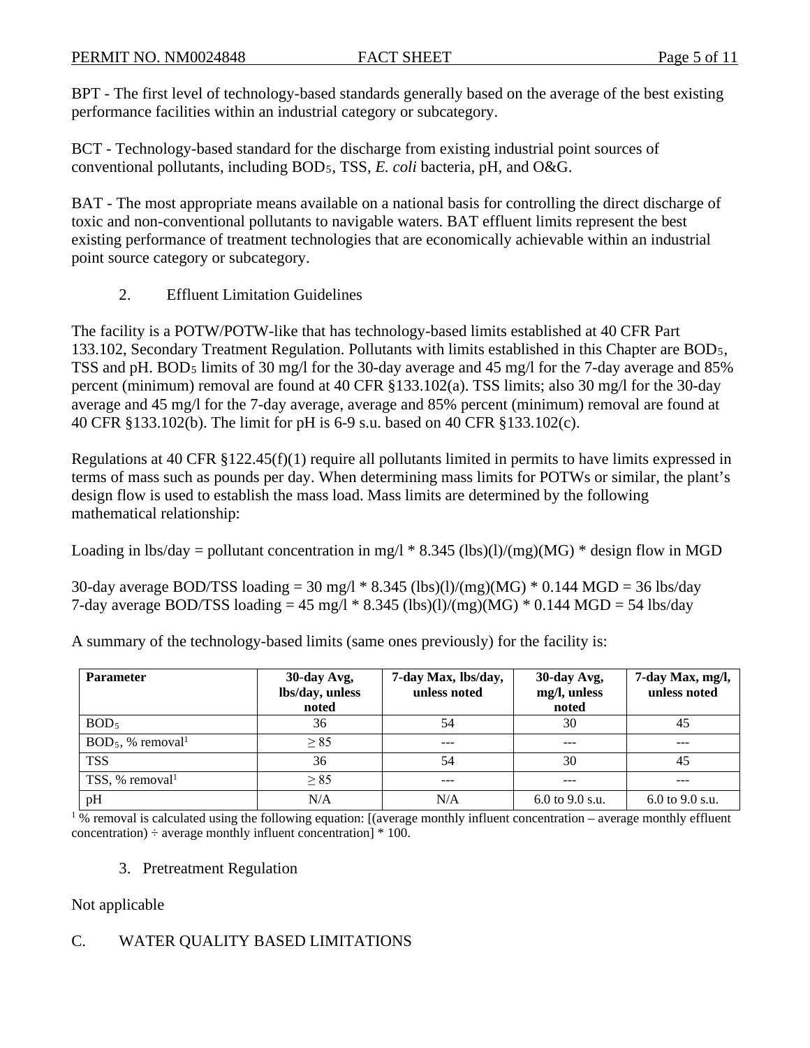BPT - The first level of technology-based standards generally based on the average of the best existing performance facilities within an industrial category or subcategory.

BCT - Technology-based standard for the discharge from existing industrial point sources of conventional pollutants, including $BOD_5$, TSS, *E. coli* bacteria, pH, and O&G.

BAT - The most appropriate means available on a national basis for controlling the direct discharge of toxic and non-conventional pollutants to navigable waters. BAT effluent limits represent the best existing performance of treatment technologies that are economically achievable within an industrial point source category or subcategory.

2. Effluent Limitation Guidelines

The facility is a POTW/POTW-like that has technology-based limits established at 40 CFR Part 133.102, Secondary Treatment Regulation. Pollutants with limits established in this Chapter are $BOD_5$, TSS and pH. $BOD_5$ limits of 30 mg/l for the 30-day average and 45 mg/l for the 7-day average and 85% percent (minimum) removal are found at 40 CFR §133.102(a). TSS limits; also 30 mg/l for the 30-day average and 45 mg/l for the 7-day average, average and 85% percent (minimum) removal are found at 40 CFR §133.102(b). The limit for pH is 6-9 s.u. based on 40 CFR §133.102(c).

Regulations at 40 CFR §122.45(f)(1) require all pollutants limited in permits to have limits expressed in terms of mass such as pounds per day. When determining mass limits for POTWs or similar, the plant's design flow is used to establish the mass load. Mass limits are determined by the following mathematical relationship:

Loading in lbs/day = pollutant concentration in mg/l * 8.345 (lbs)(l)/(mg)(MG) * design flow in MGD

30-day average BOD/TSS loading = 30 mg/l * 8.345 (lbs)(l)/(mg)(MG) * 0.144 MGD = 36 lbs/day
7-day average BOD/TSS loading = 45 mg/l * 8.345 (lbs)(l)/(mg)(MG) * 0.144 MGD = 54 lbs/day

A summary of the technology-based limits (same ones previously) for the facility is:

| Parameter | 30-day Avg, lbs/day, unless noted | 7-day Max, lbs/day, unless noted | 30-day Avg, mg/l, unless noted | 7-day Max, mg/l, unless noted |
|---|---|---|---|---|
| $BOD_5$ | 36 | 54 | 30 | 45 |
| $BOD_5$, % removal[1] | ≥ 85 | --- | --- | --- |
| TSS | 36 | 54 | 30 | 45 |
| TSS, % removal[1] | ≥ 85 | --- | --- | --- |
| pH | N/A | N/A | 6.0 to 9.0 s.u. | 6.0 to 9.0 s.u. |

[1] % removal is calculated using the following equation: [(average monthly influent concentration – average monthly effluent concentration) ÷ average monthly influent concentration] * 100.

3. Pretreatment Regulation

Not applicable

## C. WATER QUALITY BASED LIMITATIONS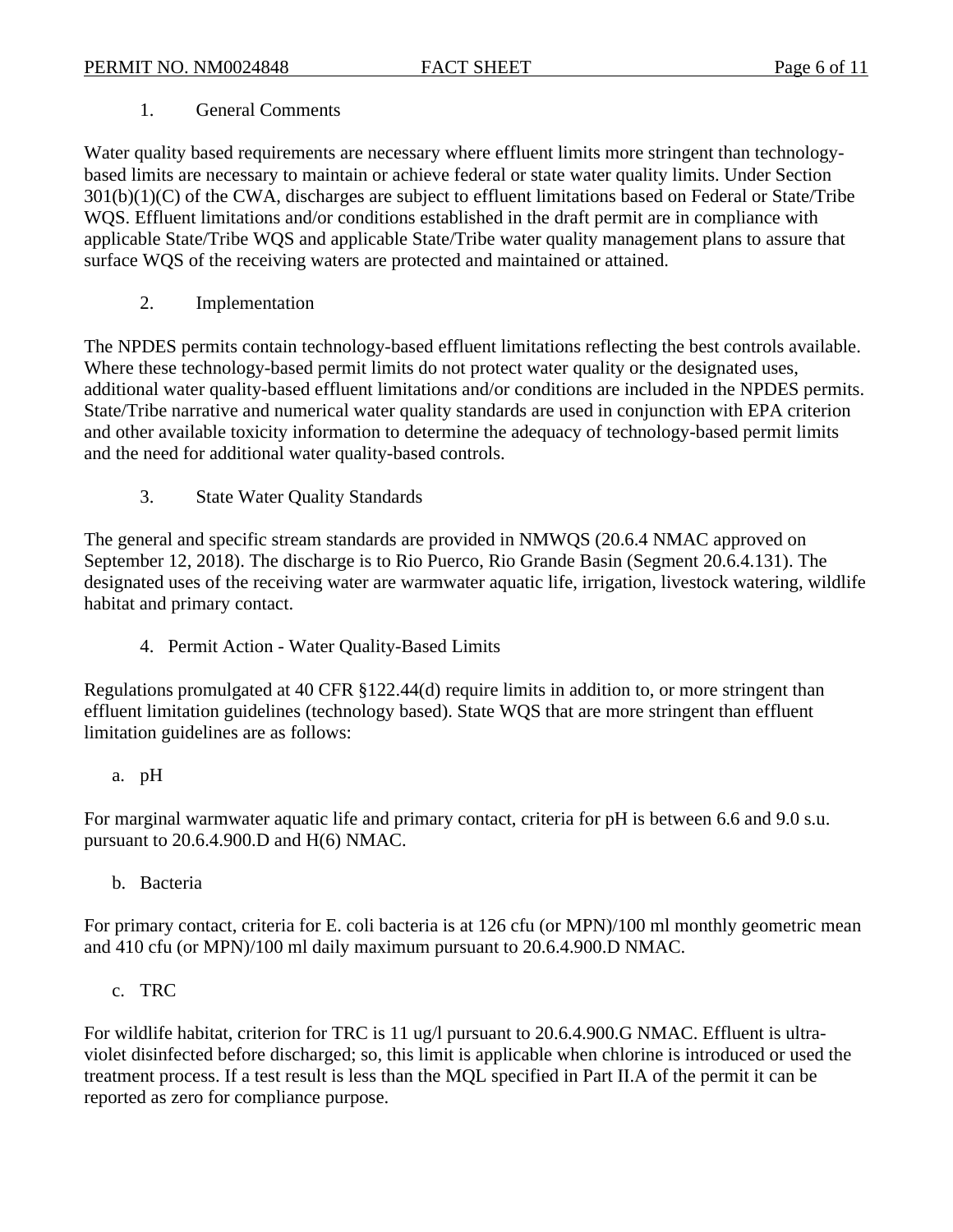1. General Comments

Water quality based requirements are necessary where effluent limits more stringent than technology-based limits are necessary to maintain or achieve federal or state water quality limits. Under Section 301(b)(1)(C) of the CWA, discharges are subject to effluent limitations based on Federal or State/Tribe WQS. Effluent limitations and/or conditions established in the draft permit are in compliance with applicable State/Tribe WQS and applicable State/Tribe water quality management plans to assure that surface WQS of the receiving waters are protected and maintained or attained.

2. Implementation

The NPDES permits contain technology-based effluent limitations reflecting the best controls available. Where these technology-based permit limits do not protect water quality or the designated uses, additional water quality-based effluent limitations and/or conditions are included in the NPDES permits. State/Tribe narrative and numerical water quality standards are used in conjunction with EPA criterion and other available toxicity information to determine the adequacy of technology-based permit limits and the need for additional water quality-based controls.

3. State Water Quality Standards

The general and specific stream standards are provided in NMWQS (20.6.4 NMAC approved on September 12, 2018). The discharge is to Rio Puerco, Rio Grande Basin (Segment 20.6.4.131). The designated uses of the receiving water are warmwater aquatic life, irrigation, livestock watering, wildlife habitat and primary contact.

4. Permit Action - Water Quality-Based Limits

Regulations promulgated at 40 CFR §122.44(d) require limits in addition to, or more stringent than effluent limitation guidelines (technology based). State WQS that are more stringent than effluent limitation guidelines are as follows:

a. pH

For marginal warmwater aquatic life and primary contact, criteria for pH is between 6.6 and 9.0 s.u. pursuant to 20.6.4.900.D and H(6) NMAC.

b. Bacteria

For primary contact, criteria for E. coli bacteria is at 126 cfu (or MPN)/100 ml monthly geometric mean and 410 cfu (or MPN)/100 ml daily maximum pursuant to 20.6.4.900.D NMAC.

c. TRC

For wildlife habitat, criterion for TRC is 11 ug/l pursuant to 20.6.4.900.G NMAC. Effluent is ultra-violet disinfected before discharged; so, this limit is applicable when chlorine is introduced or used the treatment process. If a test result is less than the MQL specified in Part II.A of the permit it can be reported as zero for compliance purpose.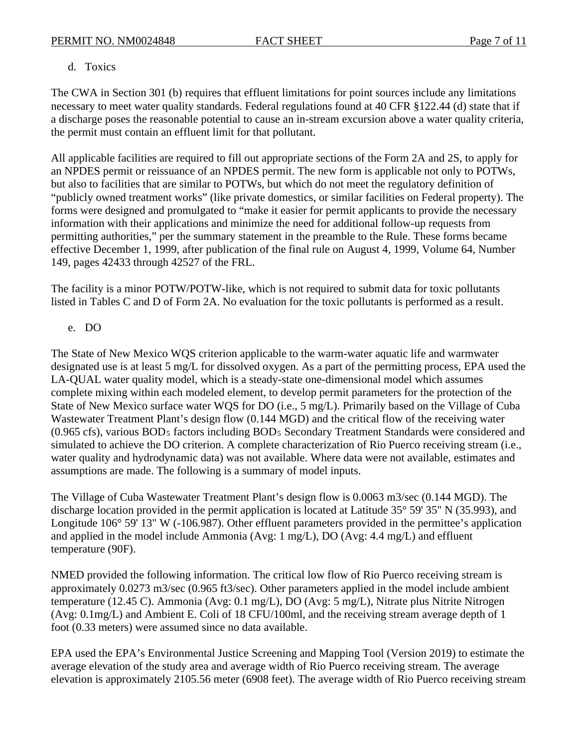d. Toxics

The CWA in Section 301 (b) requires that effluent limitations for point sources include any limitations necessary to meet water quality standards. Federal regulations found at 40 CFR §122.44 (d) state that if a discharge poses the reasonable potential to cause an in-stream excursion above a water quality criteria, the permit must contain an effluent limit for that pollutant.

All applicable facilities are required to fill out appropriate sections of the Form 2A and 2S, to apply for an NPDES permit or reissuance of an NPDES permit. The new form is applicable not only to POTWs, but also to facilities that are similar to POTWs, but which do not meet the regulatory definition of "publicly owned treatment works" (like private domestics, or similar facilities on Federal property). The forms were designed and promulgated to "make it easier for permit applicants to provide the necessary information with their applications and minimize the need for additional follow-up requests from permitting authorities," per the summary statement in the preamble to the Rule. These forms became effective December 1, 1999, after publication of the final rule on August 4, 1999, Volume 64, Number 149, pages 42433 through 42527 of the FRL.

The facility is a minor POTW/POTW-like, which is not required to submit data for toxic pollutants listed in Tables C and D of Form 2A. No evaluation for the toxic pollutants is performed as a result.

e. DO

The State of New Mexico WQS criterion applicable to the warm-water aquatic life and warmwater designated use is at least 5 mg/L for dissolved oxygen. As a part of the permitting process, EPA used the LA-QUAL water quality model, which is a steady-state one-dimensional model which assumes complete mixing within each modeled element, to develop permit parameters for the protection of the State of New Mexico surface water WQS for DO (i.e., 5 mg/L). Primarily based on the Village of Cuba Wastewater Treatment Plant's design flow (0.144 MGD) and the critical flow of the receiving water (0.965 cfs), various $BOD_5$ factors including $BOD_5$ Secondary Treatment Standards were considered and simulated to achieve the DO criterion. A complete characterization of Rio Puerco receiving stream (i.e., water quality and hydrodynamic data) was not available. Where data were not available, estimates and assumptions are made. The following is a summary of model inputs.

The Village of Cuba Wastewater Treatment Plant's design flow is 0.0063 m3/sec (0.144 MGD). The discharge location provided in the permit application is located at Latitude 35° 59' 35" N (35.993), and Longitude 106° 59' 13" W (-106.987). Other effluent parameters provided in the permittee's application and applied in the model include Ammonia (Avg: 1 mg/L), DO (Avg: 4.4 mg/L) and effluent temperature (90F).

NMED provided the following information. The critical low flow of Rio Puerco receiving stream is approximately 0.0273 m3/sec (0.965 ft3/sec). Other parameters applied in the model include ambient temperature (12.45 C). Ammonia (Avg: 0.1 mg/L), DO (Avg: 5 mg/L), Nitrate plus Nitrite Nitrogen (Avg: 0.1mg/L) and Ambient E. Coli of 18 CFU/100ml, and the receiving stream average depth of 1 foot (0.33 meters) were assumed since no data available.

EPA used the EPA's Environmental Justice Screening and Mapping Tool (Version 2019) to estimate the average elevation of the study area and average width of Rio Puerco receiving stream. The average elevation is approximately 2105.56 meter (6908 feet). The average width of Rio Puerco receiving stream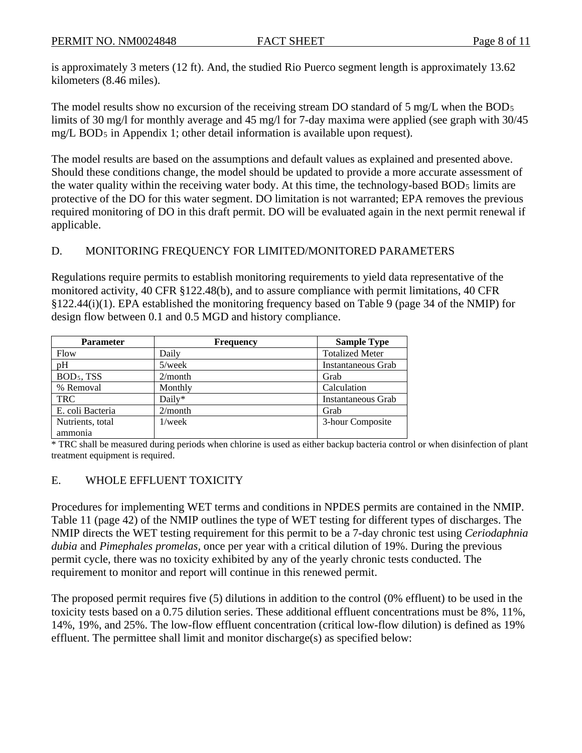is approximately 3 meters (12 ft). And, the studied Rio Puerco segment length is approximately 13.62 kilometers (8.46 miles).

The model results show no excursion of the receiving stream DO standard of 5 mg/L when the $BOD_5$ limits of 30 mg/l for monthly average and 45 mg/l for 7-day maxima were applied (see graph with 30/45 mg/L $BOD_5$ in Appendix 1; other detail information is available upon request).

The model results are based on the assumptions and default values as explained and presented above. Should these conditions change, the model should be updated to provide a more accurate assessment of the water quality within the receiving water body. At this time, the technology-based $BOD_5$ limits are protective of the DO for this water segment. DO limitation is not warranted; EPA removes the previous required monitoring of DO in this draft permit. DO will be evaluated again in the next permit renewal if applicable.

## D. MONITORING FREQUENCY FOR LIMITED/MONITORED PARAMETERS

Regulations require permits to establish monitoring requirements to yield data representative of the monitored activity, 40 CFR §122.48(b), and to assure compliance with permit limitations, 40 CFR §122.44(i)(1). EPA established the monitoring frequency based on Table 9 (page 34 of the NMIP) for design flow between 0.1 and 0.5 MGD and history compliance.

| Parameter | Frequency | Sample Type |
|---|---|---|
| Flow | Daily | Totalized Meter |
| pH | 5/week | Instantaneous Grab |
| $BOD_5$, TSS | 2/month | Grab |
| % Removal | Monthly | Calculation |
| TRC | Daily* | Instantaneous Grab |
| E. coli Bacteria | 2/month | Grab |
| Nutrients, total ammonia | 1/week | 3-hour Composite |

* TRC shall be measured during periods when chlorine is used as either backup bacteria control or when disinfection of plant treatment equipment is required.

## E. WHOLE EFFLUENT TOXICITY

Procedures for implementing WET terms and conditions in NPDES permits are contained in the NMIP. Table 11 (page 42) of the NMIP outlines the type of WET testing for different types of discharges. The NMIP directs the WET testing requirement for this permit to be a 7-day chronic test using *Ceriodaphnia dubia* and *Pimephales promelas*, once per year with a critical dilution of 19%. During the previous permit cycle, there was no toxicity exhibited by any of the yearly chronic tests conducted. The requirement to monitor and report will continue in this renewed permit.

The proposed permit requires five (5) dilutions in addition to the control (0% effluent) to be used in the toxicity tests based on a 0.75 dilution series. These additional effluent concentrations must be 8%, 11%, 14%, 19%, and 25%. The low-flow effluent concentration (critical low-flow dilution) is defined as 19% effluent. The permittee shall limit and monitor discharge(s) as specified below: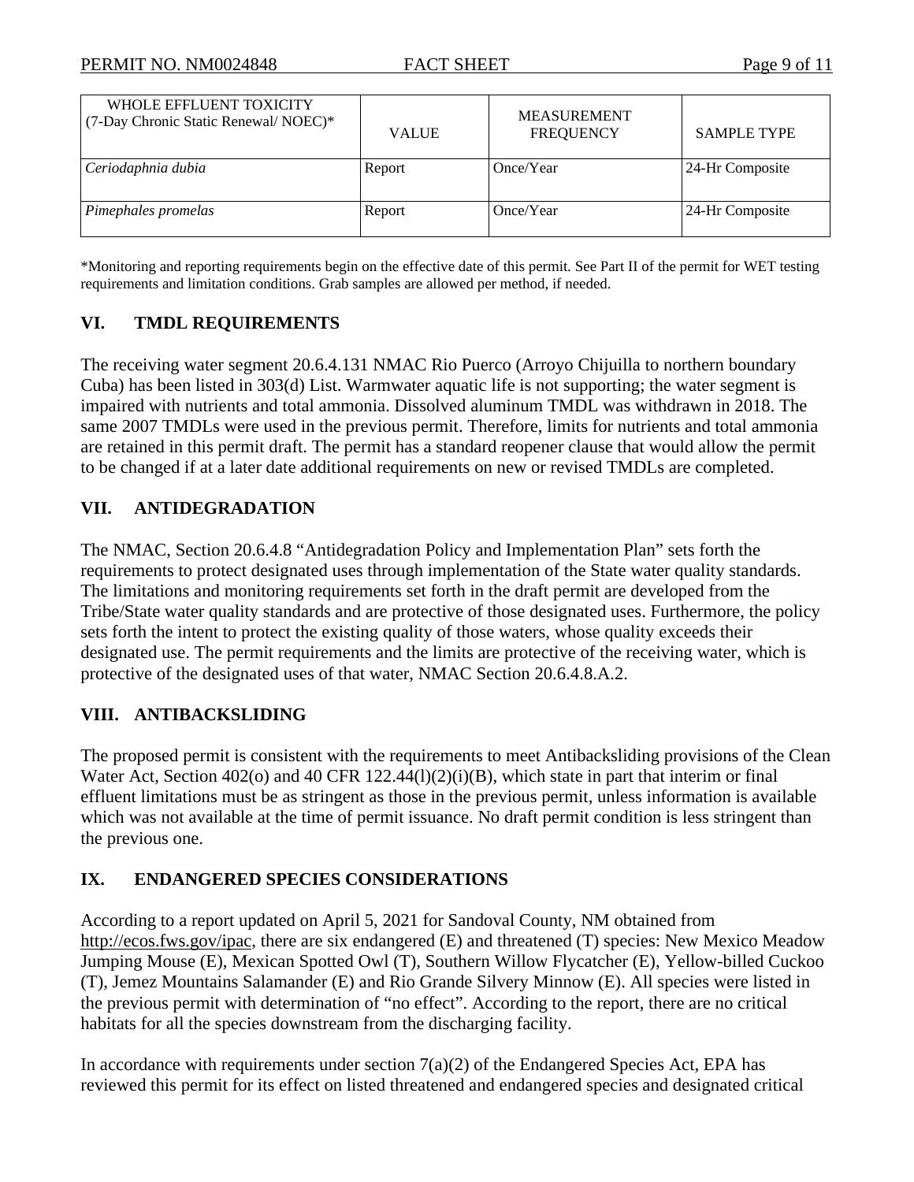| WHOLE EFFLUENT TOXICITY (7-Day Chronic Static Renewal/ NOEC)* | VALUE | MEASUREMENT FREQUENCY | SAMPLE TYPE |
|---|---|---|---|
| *Ceriodaphnia dubia* | Report | Once/Year | 24-Hr Composite |
| *Pimephales promelas* | Report | Once/Year | 24-Hr Composite |

*Monitoring and reporting requirements begin on the effective date of this permit. See Part II of the permit for WET testing requirements and limitation conditions. Grab samples are allowed per method, if needed.

## VI. TMDL REQUIREMENTS

The receiving water segment 20.6.4.131 NMAC Rio Puerco (Arroyo Chijuilla to northern boundary Cuba) has been listed in 303(d) List. Warmwater aquatic life is not supporting; the water segment is impaired with nutrients and total ammonia. Dissolved aluminum TMDL was withdrawn in 2018. The same 2007 TMDLs were used in the previous permit. Therefore, limits for nutrients and total ammonia are retained in this permit draft. The permit has a standard reopener clause that would allow the permit to be changed if at a later date additional requirements on new or revised TMDLs are completed.

## VII. ANTIDEGRADATION

The NMAC, Section 20.6.4.8 "Antidegradation Policy and Implementation Plan" sets forth the requirements to protect designated uses through implementation of the State water quality standards. The limitations and monitoring requirements set forth in the draft permit are developed from the Tribe/State water quality standards and are protective of those designated uses. Furthermore, the policy sets forth the intent to protect the existing quality of those waters, whose quality exceeds their designated use. The permit requirements and the limits are protective of the receiving water, which is protective of the designated uses of that water, NMAC Section 20.6.4.8.A.2.

## VIII. ANTIBACKSLIDING

The proposed permit is consistent with the requirements to meet Antibacksliding provisions of the Clean Water Act, Section 402(o) and 40 CFR 122.44(l)(2)(i)(B), which state in part that interim or final effluent limitations must be as stringent as those in the previous permit, unless information is available which was not available at the time of permit issuance. No draft permit condition is less stringent than the previous one.

## IX. ENDANGERED SPECIES CONSIDERATIONS

According to a report updated on April 5, 2021 for Sandoval County, NM obtained from http://ecos.fws.gov/ipac, there are six endangered (E) and threatened (T) species: New Mexico Meadow Jumping Mouse (E), Mexican Spotted Owl (T), Southern Willow Flycatcher (E), Yellow-billed Cuckoo (T), Jemez Mountains Salamander (E) and Rio Grande Silvery Minnow (E). All species were listed in the previous permit with determination of "no effect". According to the report, there are no critical habitats for all the species downstream from the discharging facility.

In accordance with requirements under section 7(a)(2) of the Endangered Species Act, EPA has reviewed this permit for its effect on listed threatened and endangered species and designated critical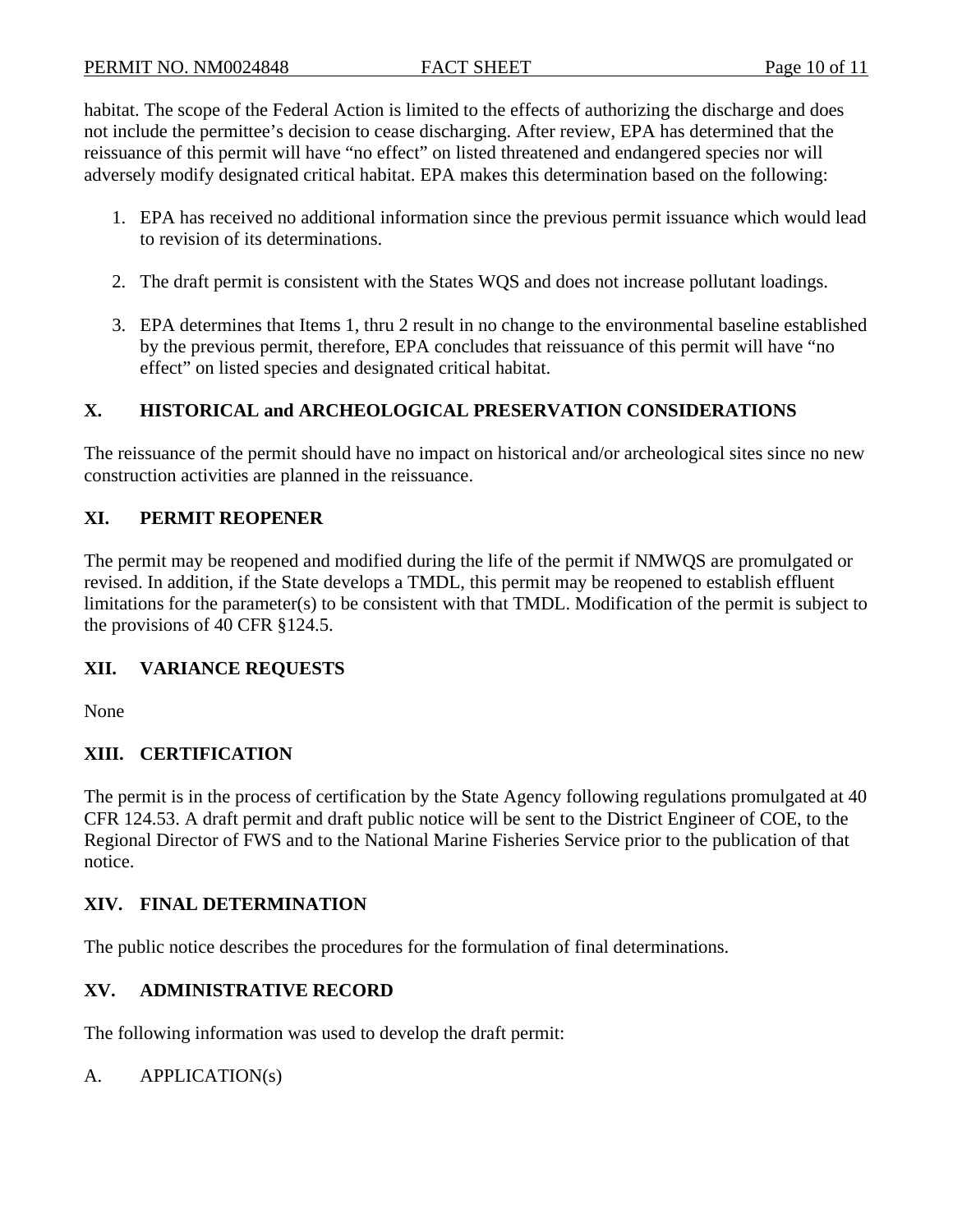habitat. The scope of the Federal Action is limited to the effects of authorizing the discharge and does not include the permittee's decision to cease discharging. After review, EPA has determined that the reissuance of this permit will have "no effect" on listed threatened and endangered species nor will adversely modify designated critical habitat. EPA makes this determination based on the following:

1. EPA has received no additional information since the previous permit issuance which would lead to revision of its determinations.

2. The draft permit is consistent with the States WQS and does not increase pollutant loadings.

3. EPA determines that Items 1, thru 2 result in no change to the environmental baseline established by the previous permit, therefore, EPA concludes that reissuance of this permit will have "no effect" on listed species and designated critical habitat.

## X. HISTORICAL and ARCHEOLOGICAL PRESERVATION CONSIDERATIONS

The reissuance of the permit should have no impact on historical and/or archeological sites since no new construction activities are planned in the reissuance.

## XI. PERMIT REOPENER

The permit may be reopened and modified during the life of the permit if NMWQS are promulgated or revised. In addition, if the State develops a TMDL, this permit may be reopened to establish effluent limitations for the parameter(s) to be consistent with that TMDL. Modification of the permit is subject to the provisions of 40 CFR §124.5.

## XII. VARIANCE REQUESTS

None

## XIII. CERTIFICATION

The permit is in the process of certification by the State Agency following regulations promulgated at 40 CFR 124.53. A draft permit and draft public notice will be sent to the District Engineer of COE, to the Regional Director of FWS and to the National Marine Fisheries Service prior to the publication of that notice.

## XIV. FINAL DETERMINATION

The public notice describes the procedures for the formulation of final determinations.

## XV. ADMINISTRATIVE RECORD

The following information was used to develop the draft permit:

A. APPLICATION(s)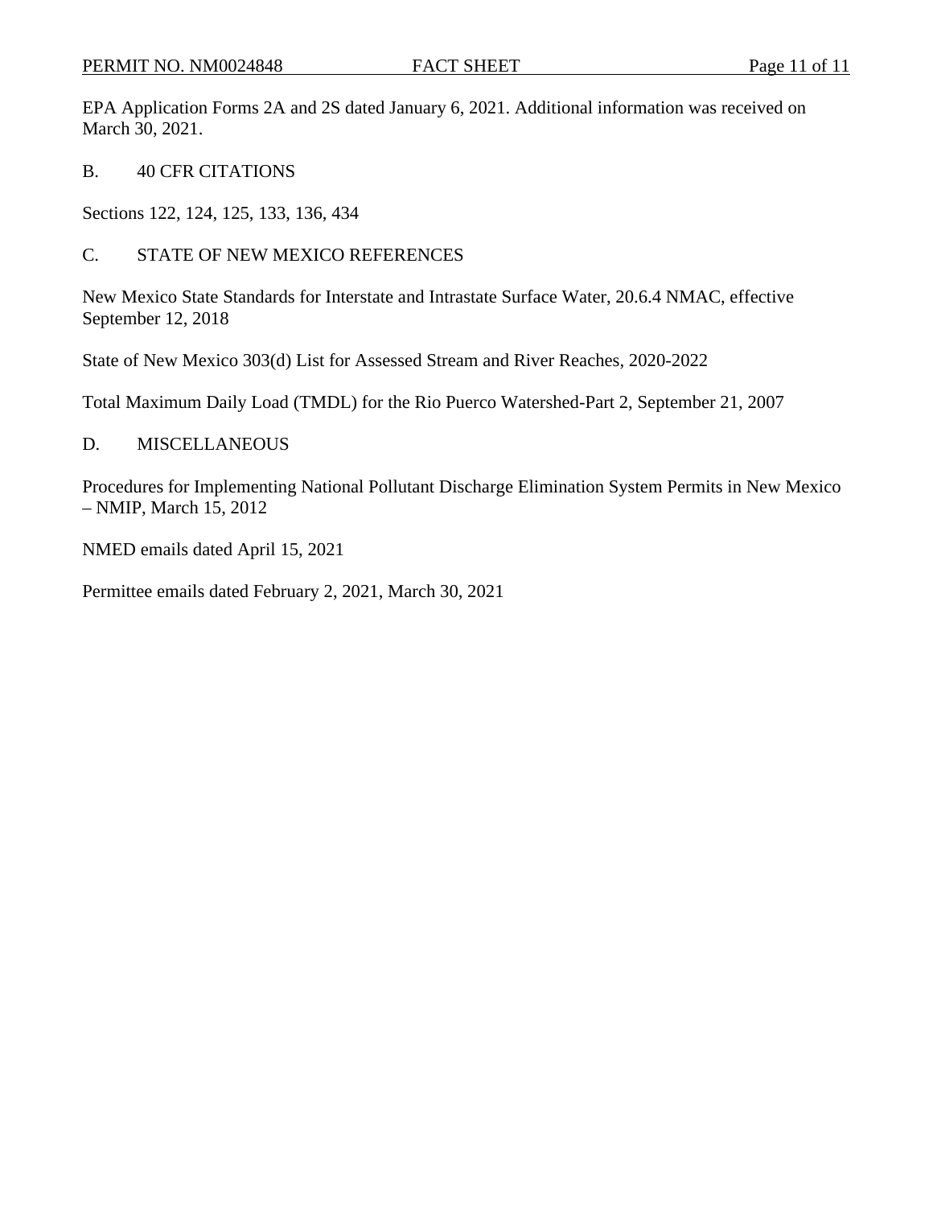EPA Application Forms 2A and 2S dated January 6, 2021. Additional information was received on March 30, 2021.

B. 40 CFR CITATIONS

Sections 122, 124, 125, 133, 136, 434

C. STATE OF NEW MEXICO REFERENCES

New Mexico State Standards for Interstate and Intrastate Surface Water, 20.6.4 NMAC, effective September 12, 2018

State of New Mexico 303(d) List for Assessed Stream and River Reaches, 2020-2022

Total Maximum Daily Load (TMDL) for the Rio Puerco Watershed-Part 2, September 21, 2007

D. MISCELLANEOUS

Procedures for Implementing National Pollutant Discharge Elimination System Permits in New Mexico – NMIP, March 15, 2012

NMED emails dated April 15, 2021

Permittee emails dated February 2, 2021, March 30, 2021